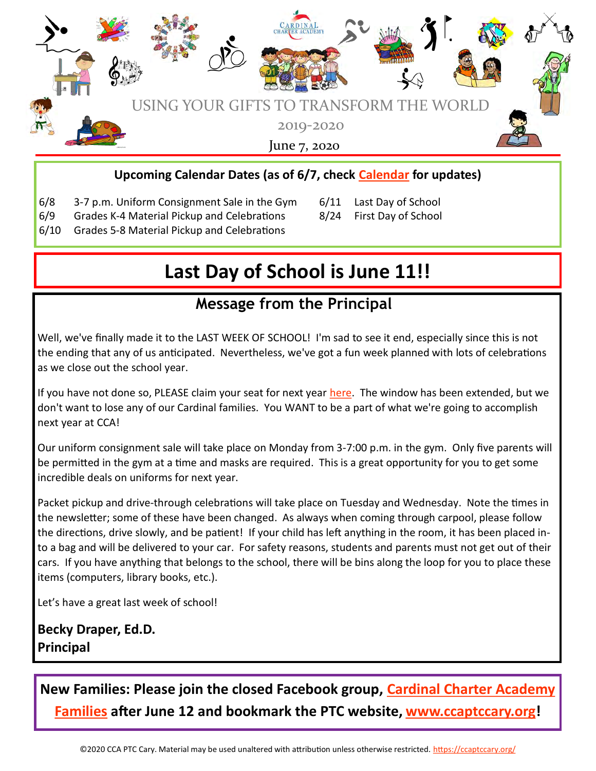CARDINAL CHARTER ACADEMY

# USING YOUR GIFTS TO TRANSFORM THE WORLD

2019-2020

June 7, 2020

**Upcoming Calendar Dates (as of 6/7, check Calendar for updates)**

- 6/8 3-7 p.m. Uniform Consignment Sale in the Gym
- 6/9 Grades K-4 Material Pickup and Celebrations
- 6/10 Grades 5-8 Material Pickup and Celebrations
- 6/11 Last Day of School
- 8/24 First Day of School

# Last Day of School is June 11!!

## Message from the Principal

Well, we've finally made it to the LAST WEEK OF SCHOOL! I'm sad to see it end, especially since this is not the ending that any of us anticipated. Nevertheless, we've got a fun week planned with lots of celebrations as we close out the school year.

If you have not done so, PLEASE claim your seat for next year here. The window has been extended, but we don't want to lose any of our Cardinal families. You WANT to be a part of what we're going to accomplish next year at CCA!

Our uniform consignment sale will take place on Monday from 3-7:00 p.m. in the gym. Only five parents will be permitted in the gym at a time and masks are required. This is a great opportunity for you to get some incredible deals on uniforms for next year.

Packet pickup and drive-through celebrations will take place on Tuesday and Wednesday. Note the times in the newsletter; some of these have been changed. As always when coming through carpool, please follow the directions, drive slowly, and be patient! If your child has left anything in the room, it has been placed into a bag and will be delivered to your car. For safety reasons, students and parents must not get out of their cars. If you have anything that belongs to the school, there will be bins along the loop for you to place these items (computers, library books, etc.).

Let's have a great last week of school!

**Becky Draper, Ed.D.**
**Principal**

**New Families: Please join the closed Facebook group, Cardinal Charter Academy Families after June 12 and bookmark the PTC website, www.ccaptccary.org!**

©2020 CCA PTC Cary. Material may be used unaltered with attribution unless otherwise restricted. https://ccaptccary.org/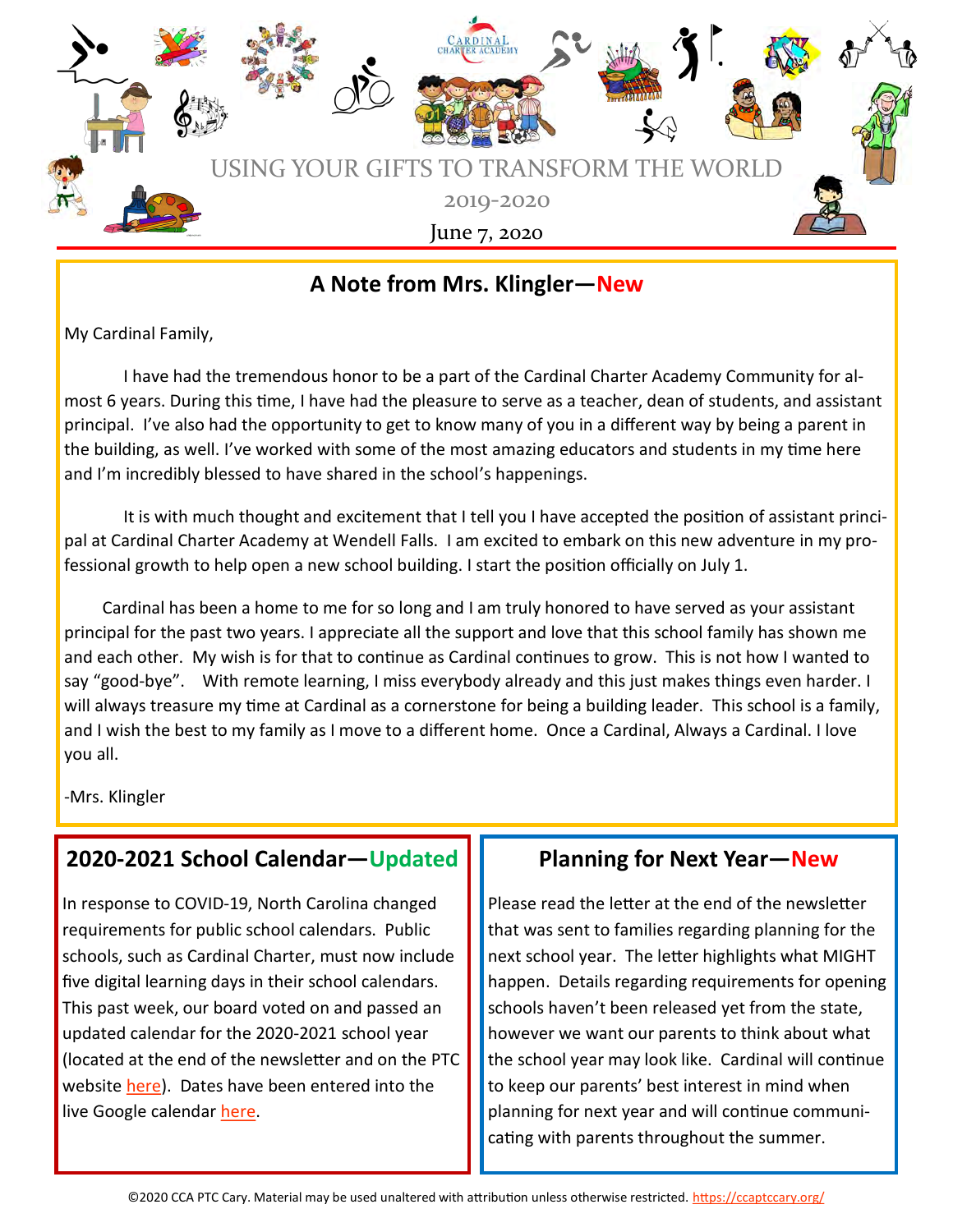USING YOUR GIFTS TO TRANSFORM THE WORLD

2019-2020

June 7, 2020

## A Note from Mrs. Klingler—New

My Cardinal Family,

I have had the tremendous honor to be a part of the Cardinal Charter Academy Community for almost 6 years. During this time, I have had the pleasure to serve as a teacher, dean of students, and assistant principal. I've also had the opportunity to get to know many of you in a different way by being a parent in the building, as well. I've worked with some of the most amazing educators and students in my time here and I'm incredibly blessed to have shared in the school's happenings.

It is with much thought and excitement that I tell you I have accepted the position of assistant principal at Cardinal Charter Academy at Wendell Falls. I am excited to embark on this new adventure in my professional growth to help open a new school building. I start the position officially on July 1.

Cardinal has been a home to me for so long and I am truly honored to have served as your assistant principal for the past two years. I appreciate all the support and love that this school family has shown me and each other. My wish is for that to continue as Cardinal continues to grow. This is not how I wanted to say "good-bye". With remote learning, I miss everybody already and this just makes things even harder. I will always treasure my time at Cardinal as a cornerstone for being a building leader. This school is a family, and I wish the best to my family as I move to a different home. Once a Cardinal, Always a Cardinal. I love you all.

-Mrs. Klingler

## 2020-2021 School Calendar—Updated

In response to COVID-19, North Carolina changed requirements for public school calendars. Public schools, such as Cardinal Charter, must now include five digital learning days in their school calendars. This past week, our board voted on and passed an updated calendar for the 2020-2021 school year (located at the end of the newsletter and on the PTC website here). Dates have been entered into the live Google calendar here.

## Planning for Next Year—New

Please read the letter at the end of the newsletter that was sent to families regarding planning for the next school year. The letter highlights what MIGHT happen. Details regarding requirements for opening schools haven't been released yet from the state, however we want our parents to think about what the school year may look like. Cardinal will continue to keep our parents' best interest in mind when planning for next year and will continue communicating with parents throughout the summer.

©2020 CCA PTC Cary. Material may be used unaltered with attribution unless otherwise restricted. https://ccaptccary.org/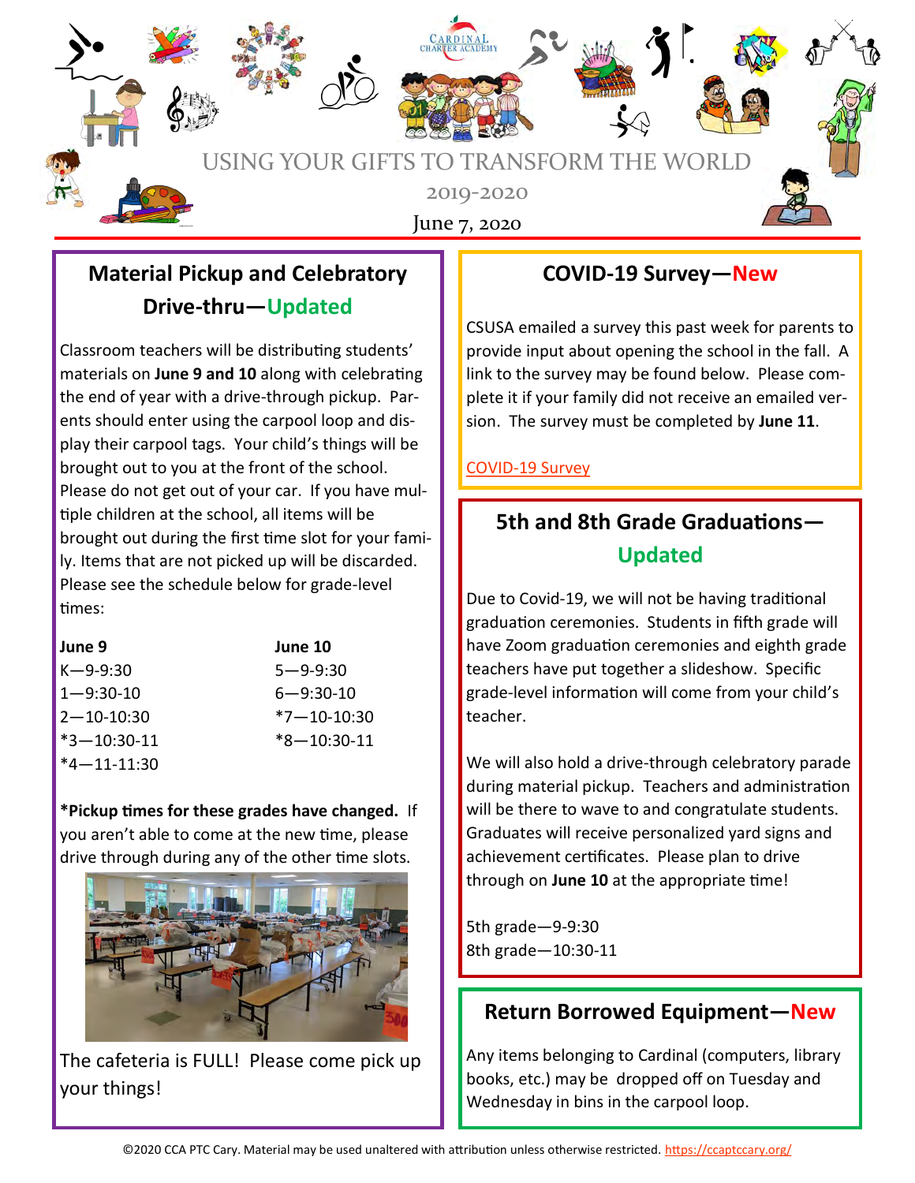CARDINAL CHARTER ACADEMY

USING YOUR GIFTS TO TRANSFORM THE WORLD

2019-2020

June 7, 2020

## Material Pickup and Celebratory Drive-thru—Updated

Classroom teachers will be distributing students' materials on **June 9 and 10** along with celebrating the end of year with a drive-through pickup. Parents should enter using the carpool loop and display their carpool tags. Your child's things will be brought out to you at the front of the school. Please do not get out of your car. If you have multiple children at the school, all items will be brought out during the first time slot for your family. Items that are not picked up will be discarded. Please see the schedule below for grade-level times:

| **June 9** | **June 10** |
|---|---|
| K—9-9:30 | 5—9-9:30 |
| 1—9:30-10 | 6—9:30-10 |
| 2—10-10:30 | *7—10-10:30 |
| *3—10:30-11 | *8—10:30-11 |
| *4—11-11:30 | |

**\*Pickup times for these grades have changed.** If you aren't able to come at the new time, please drive through during any of the other time slots.

The cafeteria is FULL! Please come pick up your things!

## COVID-19 Survey—New

CSUSA emailed a survey this past week for parents to provide input about opening the school in the fall. A link to the survey may be found below. Please complete it if your family did not receive an emailed version. The survey must be completed by **June 11**.

COVID-19 Survey

## 5th and 8th Grade Graduations—Updated

Due to Covid-19, we will not be having traditional graduation ceremonies. Students in fifth grade will have Zoom graduation ceremonies and eighth grade teachers have put together a slideshow. Specific grade-level information will come from your child's teacher.

We will also hold a drive-through celebratory parade during material pickup. Teachers and administration will be there to wave to and congratulate students. Graduates will receive personalized yard signs and achievement certificates. Please plan to drive through on **June 10** at the appropriate time!

5th grade—9-9:30
8th grade—10:30-11

## Return Borrowed Equipment—New

Any items belonging to Cardinal (computers, library books, etc.) may be dropped off on Tuesday and Wednesday in bins in the carpool loop.

©2020 CCA PTC Cary. Material may be used unaltered with attribution unless otherwise restricted. https://ccaptccary.org/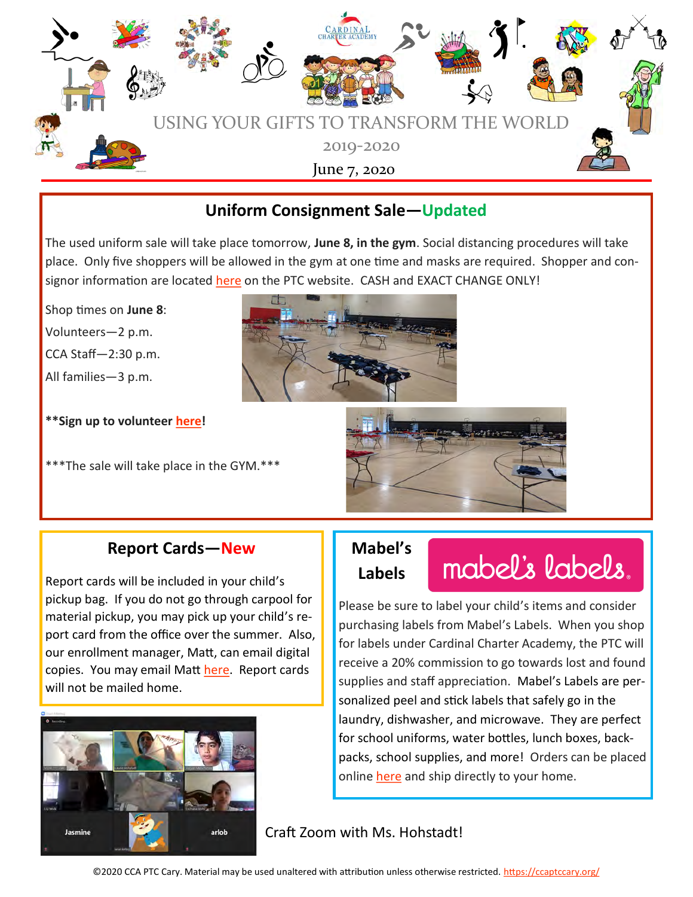USING YOUR GIFTS TO TRANSFORM THE WORLD

2019-2020

June 7, 2020

## Uniform Consignment Sale—Updated

The used uniform sale will take place tomorrow, **June 8, in the gym**. Social distancing procedures will take place. Only five shoppers will be allowed in the gym at one time and masks are required. Shopper and consignor information are located here on the PTC website. CASH and EXACT CHANGE ONLY!

Shop times on **June 8**:

Volunteers—2 p.m.

CCA Staff—2:30 p.m.

All families—3 p.m.

****Sign up to volunteer here!**

***The sale will take place in the GYM.***

## Report Cards—New

Report cards will be included in your child's pickup bag. If you do not go through carpool for material pickup, you may pick up your child's report card from the office over the summer. Also, our enrollment manager, Matt, can email digital copies. You may email Matt here. Report cards will not be mailed home.

Craft Zoom with Ms. Hohstadt!

## Mabel's Labels

Please be sure to label your child's items and consider purchasing labels from Mabel's Labels. When you shop for labels under Cardinal Charter Academy, the PTC will receive a 20% commission to go towards lost and found supplies and staff appreciation. Mabel's Labels are personalized peel and stick labels that safely go in the laundry, dishwasher, and microwave. They are perfect for school uniforms, water bottles, lunch boxes, backpacks, school supplies, and more! Orders can be placed online here and ship directly to your home.

©2020 CCA PTC Cary. Material may be used unaltered with attribution unless otherwise restricted. https://ccaptccary.org/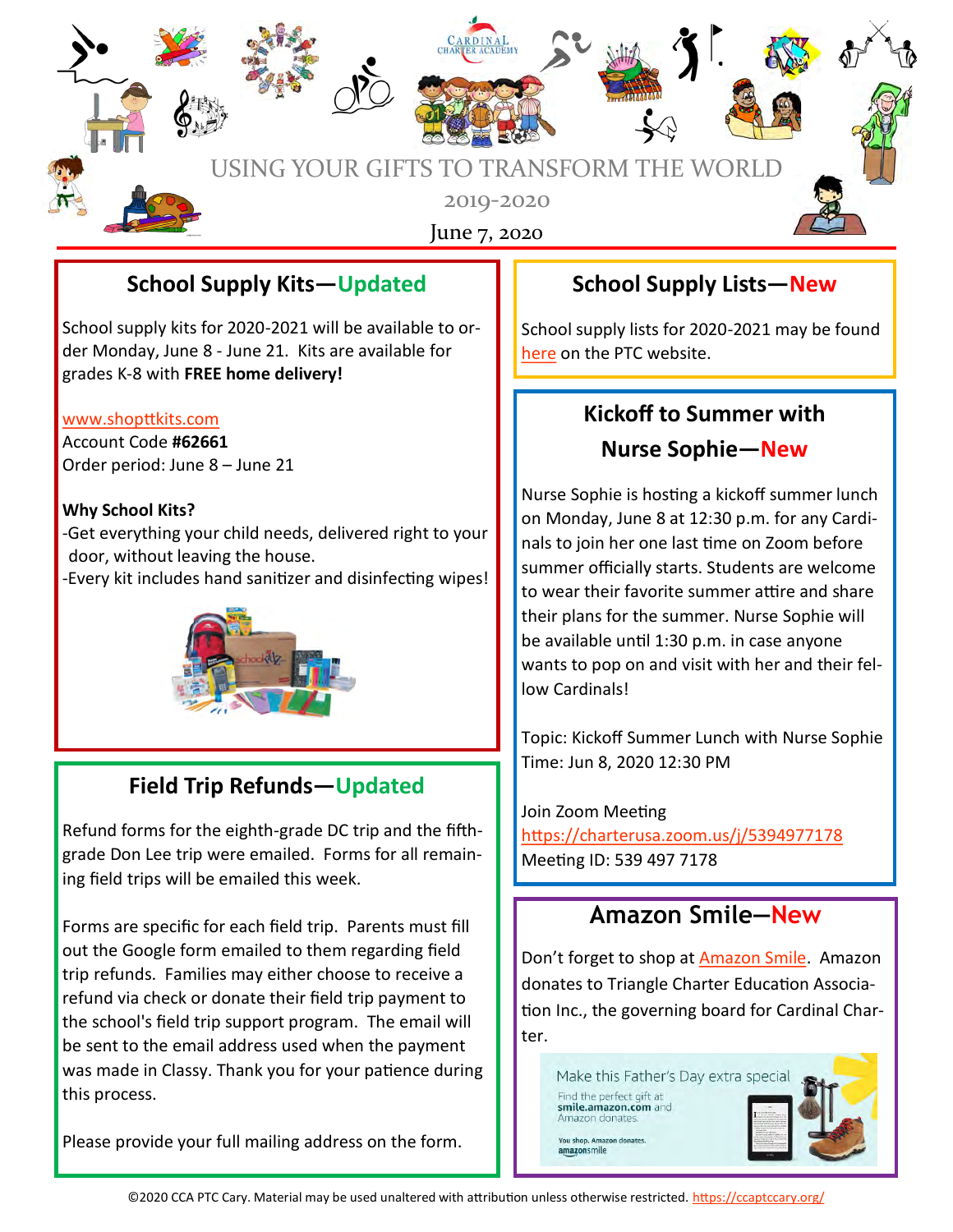USING YOUR GIFTS TO TRANSFORM THE WORLD

2019-2020

June 7, 2020

## School Supply Kits—Updated

School supply kits for 2020-2021 will be available to order Monday, June 8 - June 21. Kits are available for grades K-8 with **FREE home delivery!**

www.shopttkits.com
Account Code **#62661**
Order period: June 8 – June 21

**Why School Kits?**
-Get everything your child needs, delivered right to your door, without leaving the house.
-Every kit includes hand sanitizer and disinfecting wipes!

## Field Trip Refunds—Updated

Refund forms for the eighth-grade DC trip and the fifth-grade Don Lee trip were emailed. Forms for all remaining field trips will be emailed this week.

Forms are specific for each field trip. Parents must fill out the Google form emailed to them regarding field trip refunds. Families may either choose to receive a refund via check or donate their field trip payment to the school's field trip support program. The email will be sent to the email address used when the payment was made in Classy. Thank you for your patience during this process.

Please provide your full mailing address on the form.

## School Supply Lists—New

School supply lists for 2020-2021 may be found here on the PTC website.

## Kickoff to Summer with Nurse Sophie—New

Nurse Sophie is hosting a kickoff summer lunch on Monday, June 8 at 12:30 p.m. for any Cardinals to join her one last time on Zoom before summer officially starts. Students are welcome to wear their favorite summer attire and share their plans for the summer. Nurse Sophie will be available until 1:30 p.m. in case anyone wants to pop on and visit with her and their fellow Cardinals!

Topic: Kickoff Summer Lunch with Nurse Sophie
Time: Jun 8, 2020 12:30 PM

Join Zoom Meeting
https://charterusa.zoom.us/j/5394977178
Meeting ID: 539 497 7178

## Amazon Smile—New

Don't forget to shop at Amazon Smile. Amazon donates to Triangle Charter Education Association Inc., the governing board for Cardinal Charter.

Make this Father's Day extra special
Find the perfect gift at **smile.amazon.com** and Amazon donates.
You shop. Amazon donates.
amazonsmile

©2020 CCA PTC Cary. Material may be used unaltered with attribution unless otherwise restricted. https://ccaptccary.org/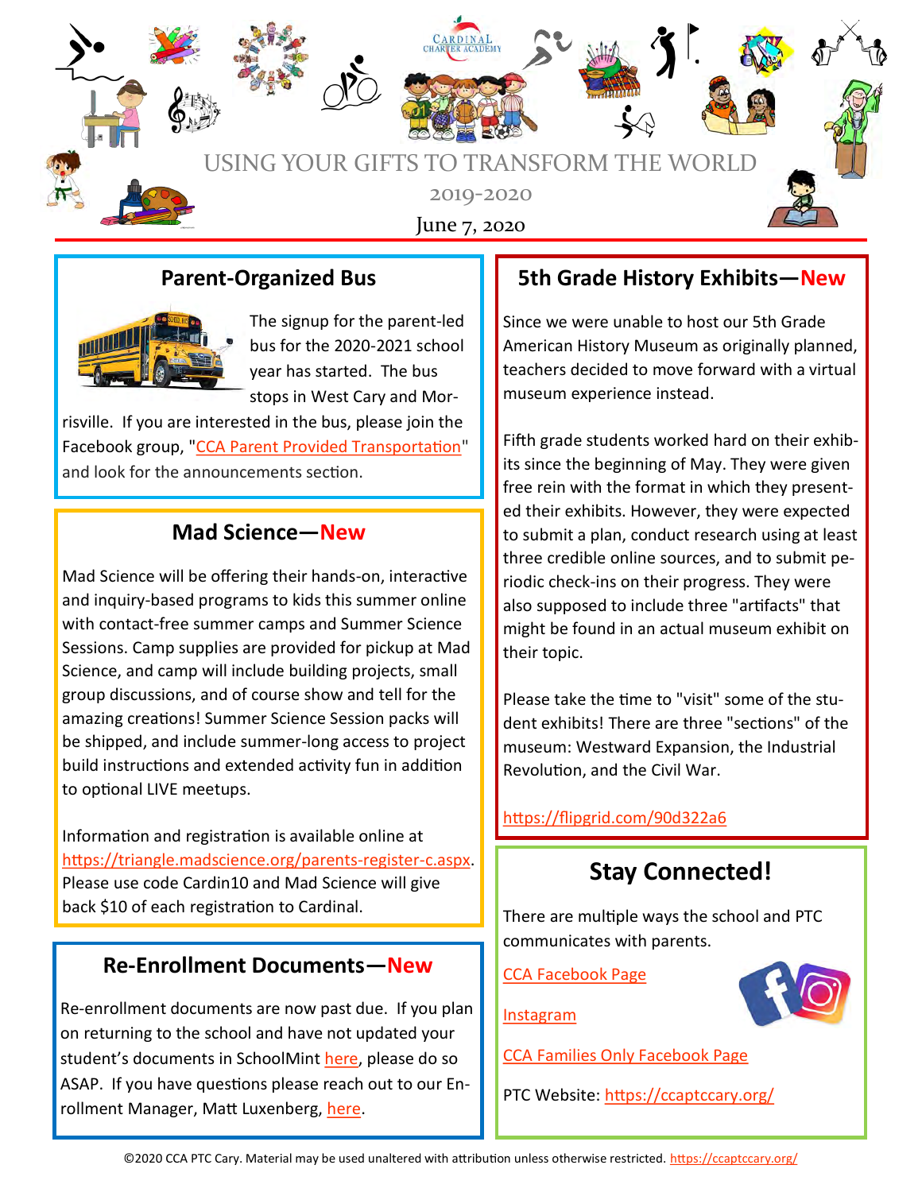USING YOUR GIFTS TO TRANSFORM THE WORLD

2019-2020

June 7, 2020

## Parent-Organized Bus

The signup for the parent-led bus for the 2020-2021 school year has started. The bus stops in West Cary and Morrisville. If you are interested in the bus, please join the Facebook group, "CCA Parent Provided Transportation" and look for the announcements section.

## Mad Science—New

Mad Science will be offering their hands-on, interactive and inquiry-based programs to kids this summer online with contact-free summer camps and Summer Science Sessions. Camp supplies are provided for pickup at Mad Science, and camp will include building projects, small group discussions, and of course show and tell for the amazing creations! Summer Science Session packs will be shipped, and include summer-long access to project build instructions and extended activity fun in addition to optional LIVE meetups.

Information and registration is available online at https://triangle.madscience.org/parents-register-c.aspx. Please use code Cardin10 and Mad Science will give back $10 of each registration to Cardinal.

## Re-Enrollment Documents—New

Re-enrollment documents are now past due. If you plan on returning to the school and have not updated your student's documents in SchoolMint here, please do so ASAP. If you have questions please reach out to our Enrollment Manager, Matt Luxenberg, here.

## 5th Grade History Exhibits—New

Since we were unable to host our 5th Grade American History Museum as originally planned, teachers decided to move forward with a virtual museum experience instead.

Fifth grade students worked hard on their exhibits since the beginning of May. They were given free rein with the format in which they presented their exhibits. However, they were expected to submit a plan, conduct research using at least three credible online sources, and to submit periodic check-ins on their progress. They were also supposed to include three "artifacts" that might be found in an actual museum exhibit on their topic.

Please take the time to "visit" some of the student exhibits! There are three "sections" of the museum: Westward Expansion, the Industrial Revolution, and the Civil War.

https://flipgrid.com/90d322a6

## Stay Connected!

There are multiple ways the school and PTC communicates with parents.

CCA Facebook Page

Instagram

CCA Families Only Facebook Page

PTC Website: https://ccaptccary.org/

©2020 CCA PTC Cary. Material may be used unaltered with attribution unless otherwise restricted. https://ccaptccary.org/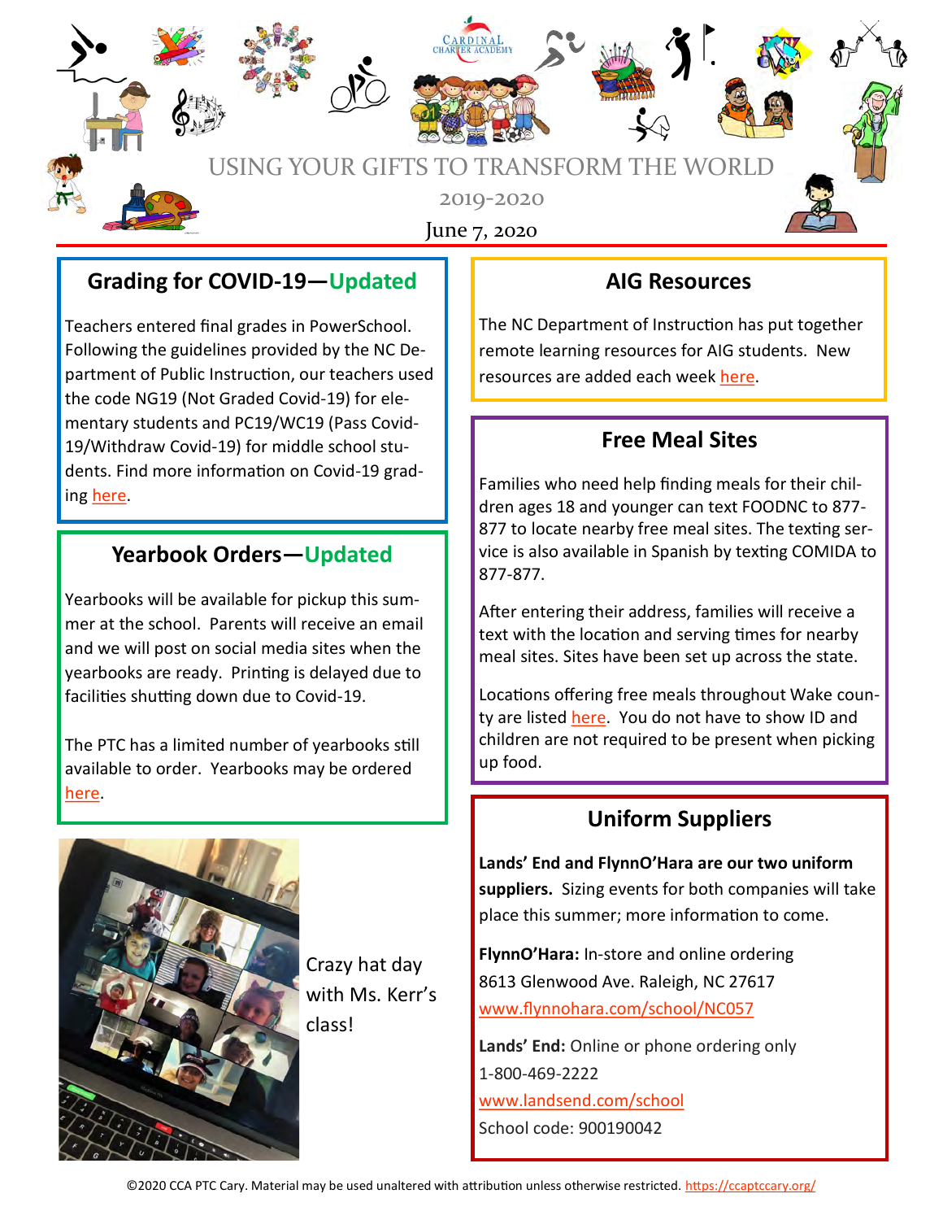USING YOUR GIFTS TO TRANSFORM THE WORLD

2019-2020

June 7, 2020

## Grading for COVID-19—Updated

Teachers entered final grades in PowerSchool. Following the guidelines provided by the NC Department of Public Instruction, our teachers used the code NG19 (Not Graded Covid-19) for elementary students and PC19/WC19 (Pass Covid-19/Withdraw Covid-19) for middle school students. Find more information on Covid-19 grading here.

## Yearbook Orders—Updated

Yearbooks will be available for pickup this summer at the school. Parents will receive an email and we will post on social media sites when the yearbooks are ready. Printing is delayed due to facilities shutting down due to Covid-19.

The PTC has a limited number of yearbooks still available to order. Yearbooks may be ordered here.

Crazy hat day with Ms. Kerr's class!

## AIG Resources

The NC Department of Instruction has put together remote learning resources for AIG students. New resources are added each week here.

## Free Meal Sites

Families who need help finding meals for their children ages 18 and younger can text FOODNC to 877-877 to locate nearby free meal sites. The texting service is also available in Spanish by texting COMIDA to 877-877.

After entering their address, families will receive a text with the location and serving times for nearby meal sites. Sites have been set up across the state.

Locations offering free meals throughout Wake county are listed here. You do not have to show ID and children are not required to be present when picking up food.

## Uniform Suppliers

**Lands' End and FlynnO'Hara are our two uniform suppliers.** Sizing events for both companies will take place this summer; more information to come.

**FlynnO'Hara:** In-store and online ordering
8613 Glenwood Ave. Raleigh, NC 27617
www.flynnohara.com/school/NC057

**Lands' End:** Online or phone ordering only
1-800-469-2222
www.landsend.com/school
School code: 900190042

©2020 CCA PTC Cary. Material may be used unaltered with attribution unless otherwise restricted. https://ccaptccary.org/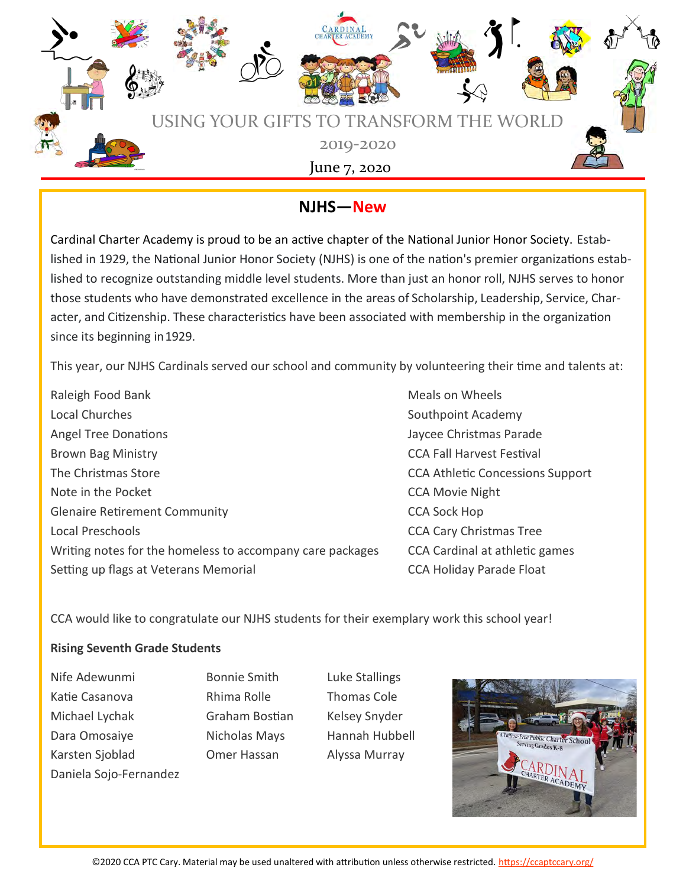USING YOUR GIFTS TO TRANSFORM THE WORLD

2019-2020

June 7, 2020

## NJHS—New

Cardinal Charter Academy is proud to be an active chapter of the National Junior Honor Society. Established in 1929, the National Junior Honor Society (NJHS) is one of the nation's premier organizations established to recognize outstanding middle level students. More than just an honor roll, NJHS serves to honor those students who have demonstrated excellence in the areas of Scholarship, Leadership, Service, Character, and Citizenship. These characteristics have been associated with membership in the organization since its beginning in 1929.

This year, our NJHS Cardinals served our school and community by volunteering their time and talents at:

- Raleigh Food Bank
- Local Churches
- Angel Tree Donations
- Brown Bag Ministry
- The Christmas Store
- Note in the Pocket
- Glenaire Retirement Community
- Local Preschools
- Writing notes for the homeless to accompany care packages
- Setting up flags at Veterans Memorial
- Meals on Wheels
- Southpoint Academy
- Jaycee Christmas Parade
- CCA Fall Harvest Festival
- CCA Athletic Concessions Support
- CCA Movie Night
- CCA Sock Hop
- CCA Cary Christmas Tree
- CCA Cardinal at athletic games
- CCA Holiday Parade Float

CCA would like to congratulate our NJHS students for their exemplary work this school year!

**Rising Seventh Grade Students**

Nife Adewunmi
Katie Casanova
Michael Lychak
Dara Omosaiye
Karsten Sjoblad
Daniela Sojo-Fernandez
Bonnie Smith
Rhima Rolle
Graham Bostian
Nicholas Mays
Omer Hassan
Luke Stallings
Thomas Cole
Kelsey Snyder
Hannah Hubbell
Alyssa Murray

©2020 CCA PTC Cary. Material may be used unaltered with attribution unless otherwise restricted. https://ccaptccary.org/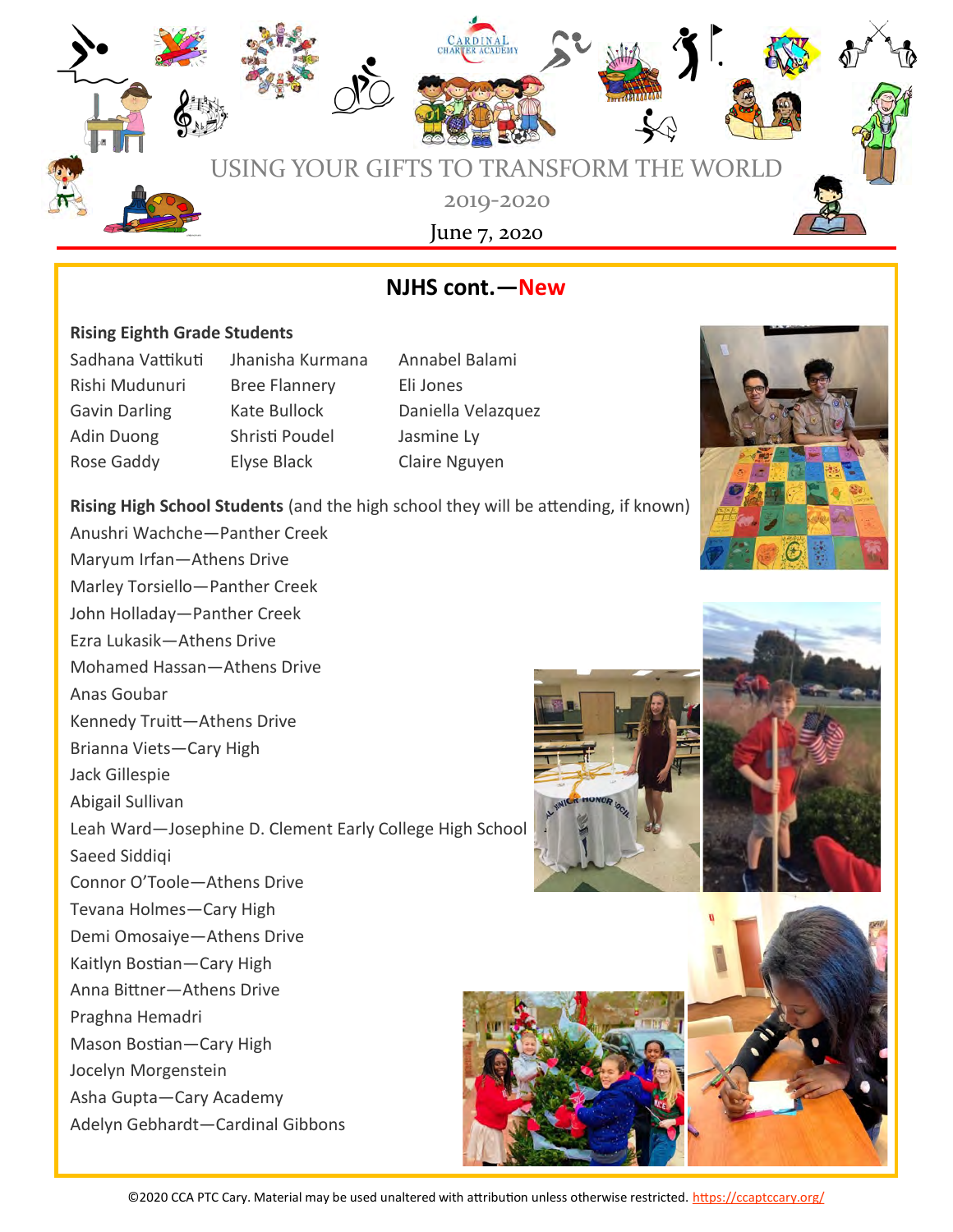## NJHS cont.—New

**Rising Eighth Grade Students**

Sadhana Vattikuti
Rishi Mudunuri
Gavin Darling
Adin Duong
Rose Gaddy
Jhanisha Kurmana
Bree Flannery
Kate Bullock
Shristi Poudel
Elyse Black
Annabel Balami
Eli Jones
Daniella Velazquez
Jasmine Ly
Claire Nguyen

**Rising High School Students** (and the high school they will be attending, if known)

Anushri Wachche—Panther Creek
Maryum Irfan—Athens Drive
Marley Torsiello—Panther Creek
John Holladay—Panther Creek
Ezra Lukasik—Athens Drive
Mohamed Hassan—Athens Drive
Anas Goubar
Kennedy Truitt—Athens Drive
Brianna Viets—Cary High
Jack Gillespie
Abigail Sullivan
Leah Ward—Josephine D. Clement Early College High School
Saeed Siddiqi
Connor O'Toole—Athens Drive
Tevana Holmes—Cary High
Demi Omosaiye—Athens Drive
Kaitlyn Bostian—Cary High
Anna Bittner—Athens Drive
Praghna Hemadri
Mason Bostian—Cary High
Jocelyn Morgenstein
Asha Gupta—Cary Academy
Adelyn Gebhardt—Cardinal Gibbons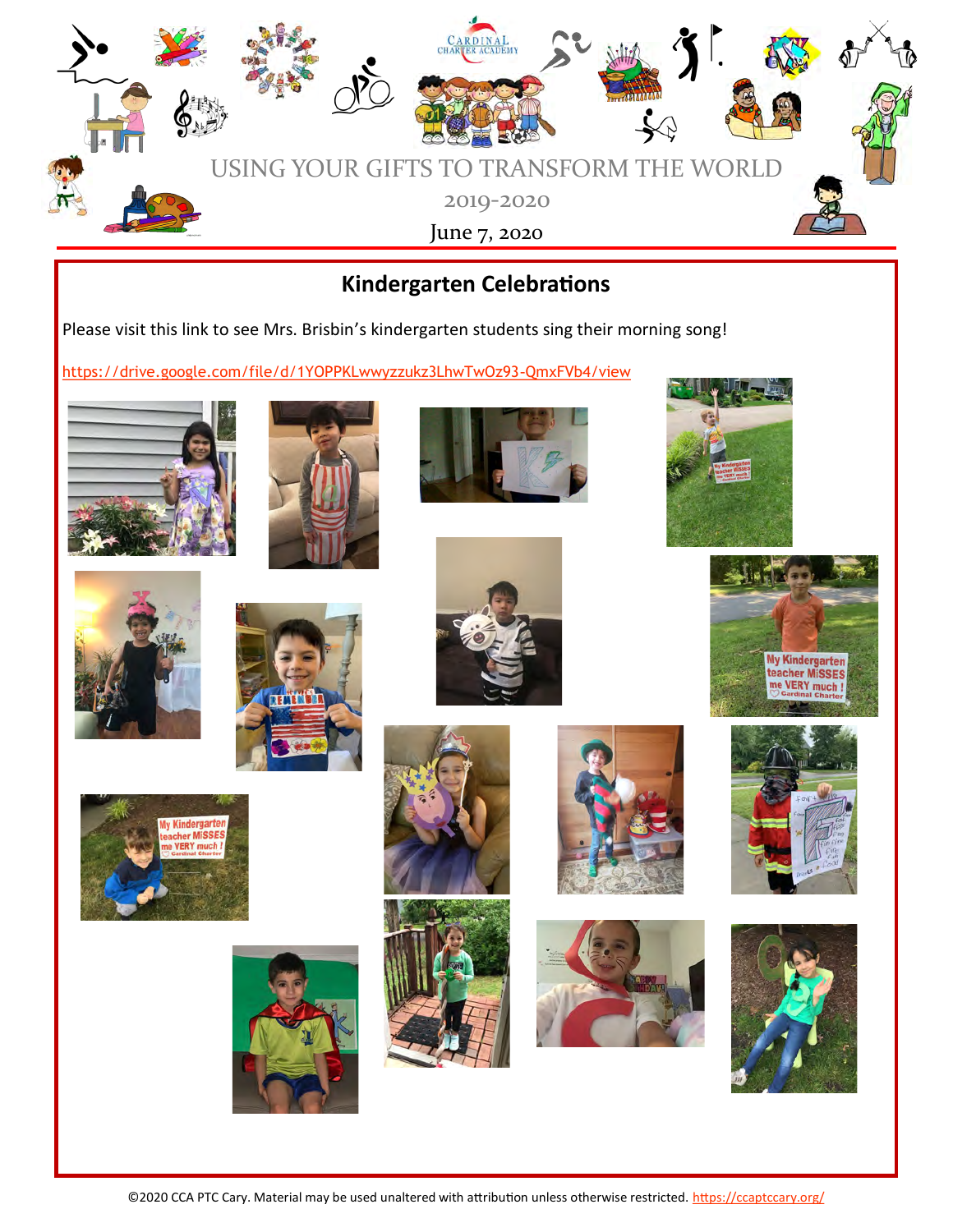USING YOUR GIFTS TO TRANSFORM THE WORLD

2019-2020

June 7, 2020

## Kindergarten Celebrations

Please visit this link to see Mrs. Brisbin's kindergarten students sing their morning song!

https://drive.google.com/file/d/1YOPPKLwwyzzukz3LhwTwOz93-QmxFVb4/view

©2020 CCA PTC Cary. Material may be used unaltered with attribution unless otherwise restricted. https://ccaptccary.org/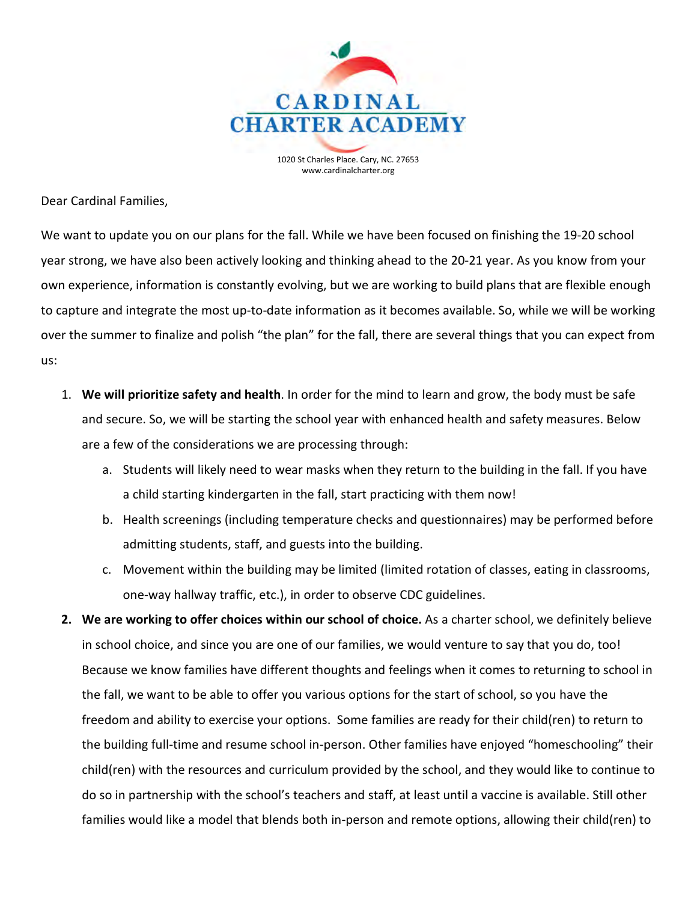CARDINAL CHARTER ACADEMY

1020 St Charles Place. Cary, NC. 27653
www.cardinalcharter.org

Dear Cardinal Families,

We want to update you on our plans for the fall. While we have been focused on finishing the 19-20 school year strong, we have also been actively looking and thinking ahead to the 20-21 year. As you know from your own experience, information is constantly evolving, but we are working to build plans that are flexible enough to capture and integrate the most up-to-date information as it becomes available. So, while we will be working over the summer to finalize and polish "the plan" for the fall, there are several things that you can expect from us:

1. **We will prioritize safety and health**. In order for the mind to learn and grow, the body must be safe and secure. So, we will be starting the school year with enhanced health and safety measures. Below are a few of the considerations we are processing through:
   a. Students will likely need to wear masks when they return to the building in the fall. If you have a child starting kindergarten in the fall, start practicing with them now!
   b. Health screenings (including temperature checks and questionnaires) may be performed before admitting students, staff, and guests into the building.
   c. Movement within the building may be limited (limited rotation of classes, eating in classrooms, one-way hallway traffic, etc.), in order to observe CDC guidelines.
2. **We are working to offer choices within our school of choice.** As a charter school, we definitely believe in school choice, and since you are one of our families, we would venture to say that you do, too! Because we know families have different thoughts and feelings when it comes to returning to school in the fall, we want to be able to offer you various options for the start of school, so you have the freedom and ability to exercise your options. Some families are ready for their child(ren) to return to the building full-time and resume school in-person. Other families have enjoyed "homeschooling" their child(ren) with the resources and curriculum provided by the school, and they would like to continue to do so in partnership with the school's teachers and staff, at least until a vaccine is available. Still other families would like a model that blends both in-person and remote options, allowing their child(ren) to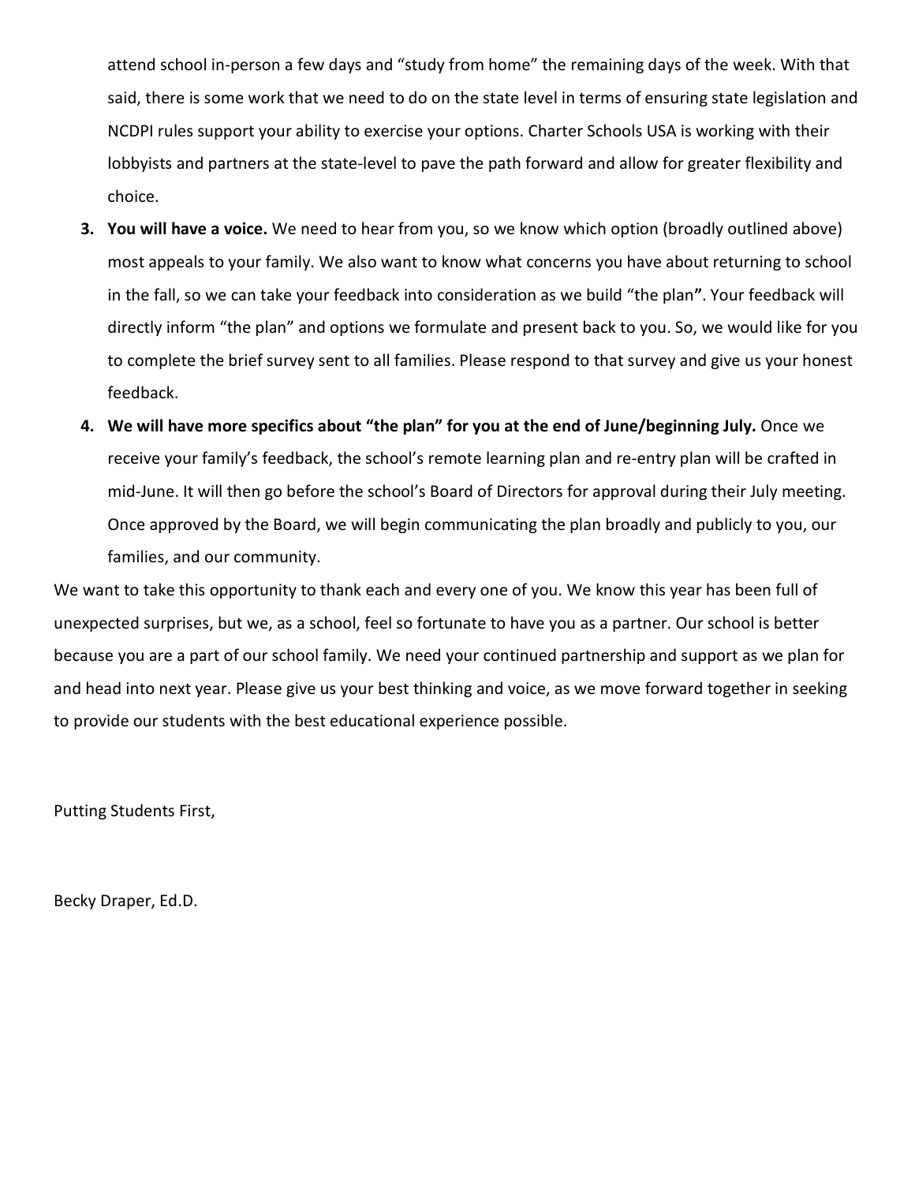attend school in-person a few days and "study from home" the remaining days of the week. With that said, there is some work that we need to do on the state level in terms of ensuring state legislation and NCDPI rules support your ability to exercise your options. Charter Schools USA is working with their lobbyists and partners at the state-level to pave the path forward and allow for greater flexibility and choice.

3. **You will have a voice.** We need to hear from you, so we know which option (broadly outlined above) most appeals to your family. We also want to know what concerns you have about returning to school in the fall, so we can take your feedback into consideration as we build "the plan**"**. Your feedback will directly inform "the plan" and options we formulate and present back to you. So, we would like for you to complete the brief survey sent to all families. Please respond to that survey and give us your honest feedback.
4. **We will have more specifics about "the plan" for you at the end of June/beginning July.** Once we receive your family's feedback, the school's remote learning plan and re-entry plan will be crafted in mid-June. It will then go before the school's Board of Directors for approval during their July meeting. Once approved by the Board, we will begin communicating the plan broadly and publicly to you, our families, and our community.

We want to take this opportunity to thank each and every one of you. We know this year has been full of unexpected surprises, but we, as a school, feel so fortunate to have you as a partner. Our school is better because you are a part of our school family. We need your continued partnership and support as we plan for and head into next year. Please give us your best thinking and voice, as we move forward together in seeking to provide our students with the best educational experience possible.

Putting Students First,

Becky Draper, Ed.D.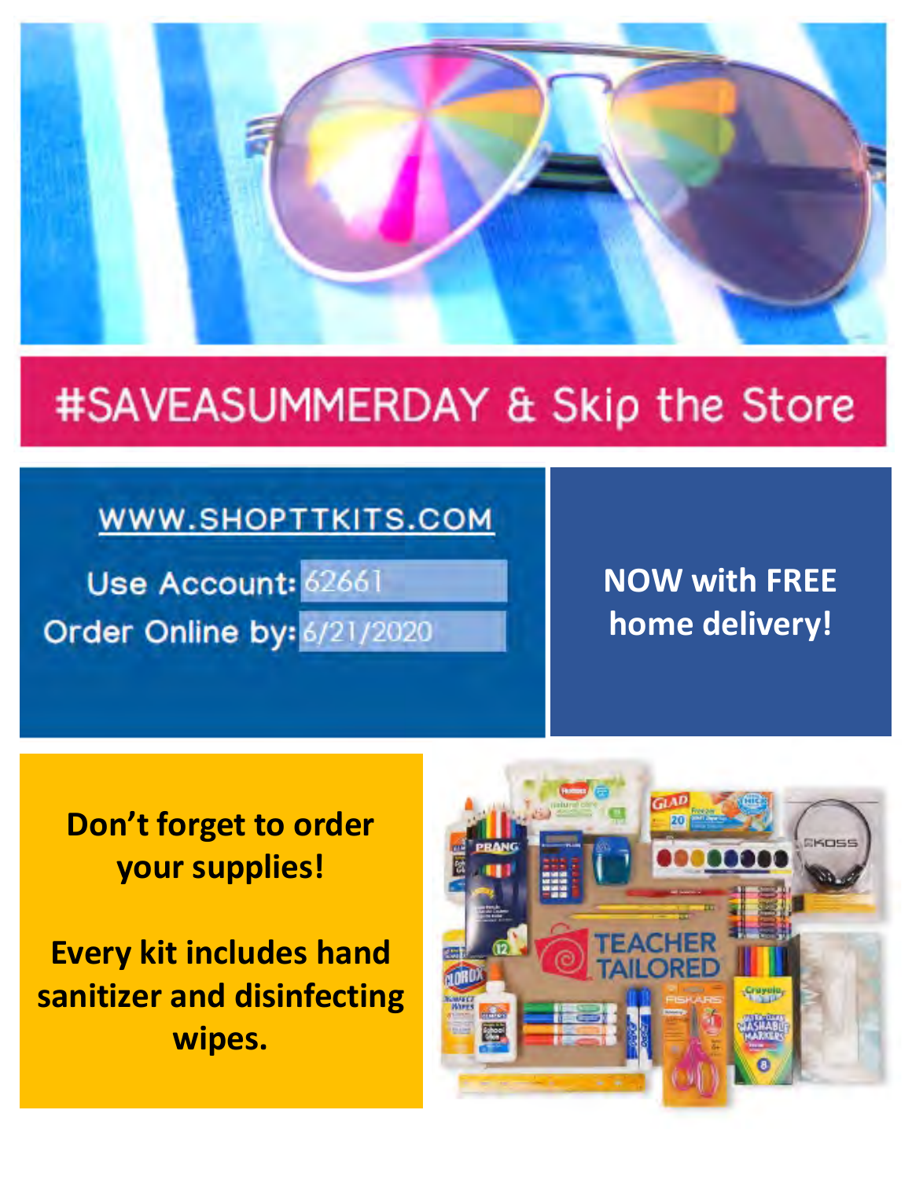# #SAVEASUMMERDAY & Skip the Store

**WWW.SHOPTTKITS.COM**

Use Account: 62661

Order Online by: 6/21/2020

**NOW with FREE home delivery!**

**Don't forget to order your supplies!**

**Every kit includes hand sanitizer and disinfecting wipes.**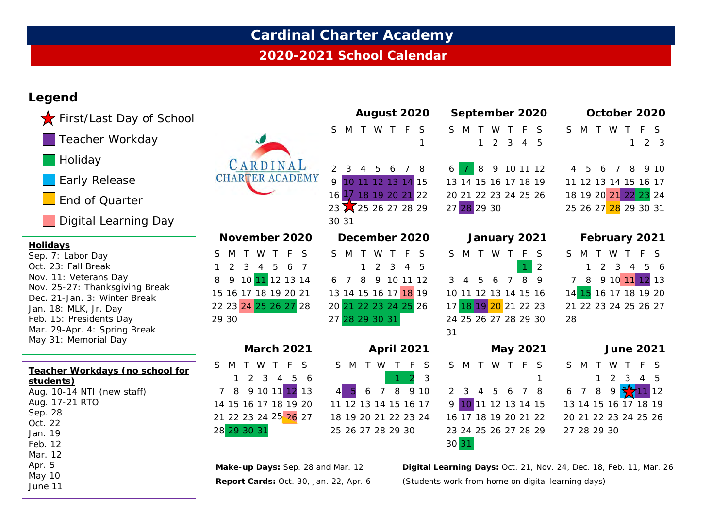# Cardinal Charter Academy

## 2020-2021 School Calendar

### Legend

- ★ First/Last Day of School
- Teacher Workday
- Holiday
- Early Release
- End of Quarter
- Digital Learning Day

**Holidays**

Sep. 7: Labor Day
Oct. 23: Fall Break
Nov. 11: Veterans Day
Nov. 25-27: Thanksgiving Break
Dec. 21-Jan. 3: Winter Break
Jan. 18: MLK, Jr. Day
Feb. 15: Presidents Day
Mar. 29-Apr. 4: Spring Break
May 31: Memorial Day

**Teacher Workdays (no school for students)**

Aug. 10-14 NTI (new staff)
Aug. 17-21 RTO
Sep. 28
Oct. 22
Jan. 19
Feb. 12
Mar. 12
Apr. 5
May 10
June 11

**August 2020**

| S | M | T | W | T | F | S |
|---|---|---|---|---|---|---|
| | | | | | | 1 |
| 2 | 3 | 4 | 5 | 6 | 7 | 8 |
| 9 | 10 | 11 | 12 | 13 | 14 | 15 |
| 16 | 17 | 18 | 19 | 20 | 21 | 22 |
| 23 | ★ | 25 | 26 | 27 | 28 | 29 |
| 30 | 31 | | | | | |

**September 2020**

| S | M | T | W | T | F | S |
|---|---|---|---|---|---|---|
| | | 1 | 2 | 3 | 4 | 5 |
| 6 | 7 | 8 | 9 | 10 | 11 | 12 |
| 13 | 14 | 15 | 16 | 17 | 18 | 19 |
| 20 | 21 | 22 | 23 | 24 | 25 | 26 |
| 27 | 28 | 29 | 30 | | | |

**October 2020**

| S | M | T | W | T | F | S |
|---|---|---|---|---|---|---|
| | | | | 1 | 2 | 3 |
| 4 | 5 | 6 | 7 | 8 | 9 | 10 |
| 11 | 12 | 13 | 14 | 15 | 16 | 17 |
| 18 | 19 | 20 | 21 | 22 | 23 | 24 |
| 25 | 26 | 27 | 28 | 29 | 30 | 31 |

**November 2020**

| S | M | T | W | T | F | S |
|---|---|---|---|---|---|---|
| 1 | 2 | 3 | 4 | 5 | 6 | 7 |
| 8 | 9 | 10 | 11 | 12 | 13 | 14 |
| 15 | 16 | 17 | 18 | 19 | 20 | 21 |
| 22 | 23 | 24 | 25 | 26 | 27 | 28 |
| 29 | 30 | | | | | |

**December 2020**

| S | M | T | W | T | F | S |
|---|---|---|---|---|---|---|
| | | 1 | 2 | 3 | 4 | 5 |
| 6 | 7 | 8 | 9 | 10 | 11 | 12 |
| 13 | 14 | 15 | 16 | 17 | 18 | 19 |
| 20 | 21 | 22 | 23 | 24 | 25 | 26 |
| 27 | 28 | 29 | 30 | 31 | | |

**January 2021**

| S | M | T | W | T | F | S |
|---|---|---|---|---|---|---|
| | | | | | 1 | 2 |
| 3 | 4 | 5 | 6 | 7 | 8 | 9 |
| 10 | 11 | 12 | 13 | 14 | 15 | 16 |
| 17 | 18 | 19 | 20 | 21 | 22 | 23 |
| 24 | 25 | 26 | 27 | 28 | 29 | 30 |
| 31 | | | | | | |

**February 2021**

| S | M | T | W | T | F | S |
|---|---|---|---|---|---|---|
| | 1 | 2 | 3 | 4 | 5 | 6 |
| 7 | 8 | 9 | 10 | 11 | 12 | 13 |
| 14 | 15 | 16 | 17 | 18 | 19 | 20 |
| 21 | 22 | 23 | 24 | 25 | 26 | 27 |
| 28 | | | | | | |

**March 2021**

| S | M | T | W | T | F | S |
|---|---|---|---|---|---|---|
| | 1 | 2 | 3 | 4 | 5 | 6 |
| 7 | 8 | 9 | 10 | 11 | 12 | 13 |
| 14 | 15 | 16 | 17 | 18 | 19 | 20 |
| 21 | 22 | 23 | 24 | 25 | 26 | 27 |
| 28 | 29 | 30 | 31 | | | |

**April 2021**

| S | M | T | W | T | F | S |
|---|---|---|---|---|---|---|
| | | | | 1 | 2 | 3 |
| 4 | 5 | 6 | 7 | 8 | 9 | 10 |
| 11 | 12 | 13 | 14 | 15 | 16 | 17 |
| 18 | 19 | 20 | 21 | 22 | 23 | 24 |
| 25 | 26 | 27 | 28 | 29 | 30 | |

**May 2021**

| S | M | T | W | T | F | S |
|---|---|---|---|---|---|---|
| | | | | | | 1 |
| 2 | 3 | 4 | 5 | 6 | 7 | 8 |
| 9 | 10 | 11 | 12 | 13 | 14 | 15 |
| 16 | 17 | 18 | 19 | 20 | 21 | 22 |
| 23 | 24 | 25 | 26 | 27 | 28 | 29 |
| 30 | 31 | | | | | |

**June 2021**

| S | M | T | W | T | F | S |
|---|---|---|---|---|---|---|
| | | 1 | 2 | 3 | 4 | 5 |
| 6 | 7 | 8 | 9 | ★ | 11 | 12 |
| 13 | 14 | 15 | 16 | 17 | 18 | 19 |
| 20 | 21 | 22 | 23 | 24 | 25 | 26 |
| 27 | 28 | 29 | 30 | | | |

**Make-up Days:** Sep. 28 and Mar. 12

**Report Cards:** Oct. 30, Jan. 22, Apr. 6

**Digital Learning Days:** Oct. 21, Nov. 24, Dec. 18, Feb. 11, Mar. 26

(Students work from home on digital learning days)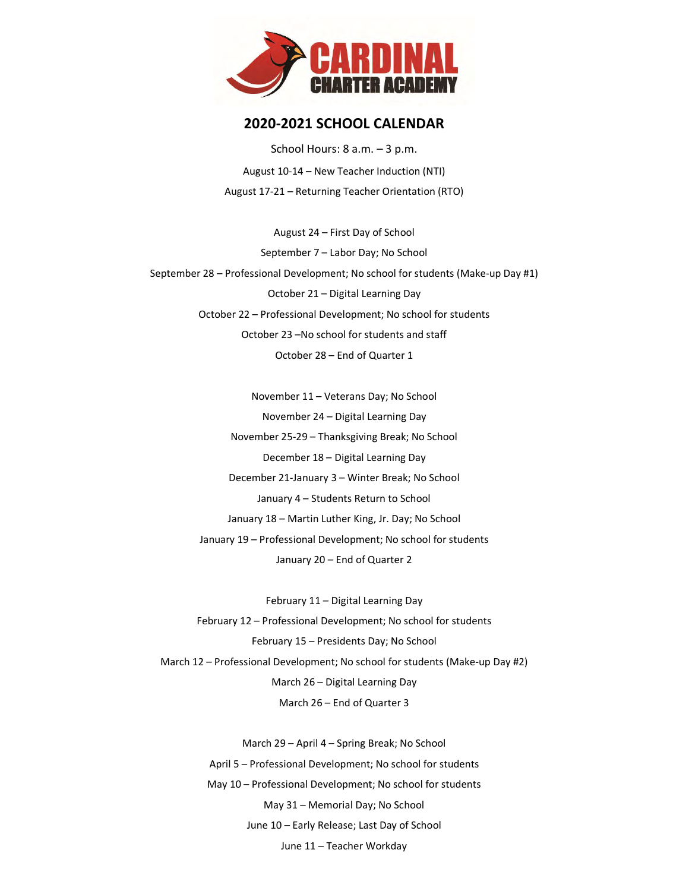CARDINAL CHARTER ACADEMY

## 2020-2021 SCHOOL CALENDAR

School Hours: 8 a.m. – 3 p.m.

August 10-14 – New Teacher Induction (NTI)

August 17-21 – Returning Teacher Orientation (RTO)

August 24 – First Day of School

September 7 – Labor Day; No School

September 28 – Professional Development; No school for students (Make-up Day #1)

October 21 – Digital Learning Day

October 22 – Professional Development; No school for students

October 23 –No school for students and staff

October 28 – End of Quarter 1

November 11 – Veterans Day; No School

November 24 – Digital Learning Day

November 25-29 – Thanksgiving Break; No School

December 18 – Digital Learning Day

December 21-January 3 – Winter Break; No School

January 4 – Students Return to School

January 18 – Martin Luther King, Jr. Day; No School

January 19 – Professional Development; No school for students

January 20 – End of Quarter 2

February 11 – Digital Learning Day

February 12 – Professional Development; No school for students

February 15 – Presidents Day; No School

March 12 – Professional Development; No school for students (Make-up Day #2)

March 26 – Digital Learning Day

March 26 – End of Quarter 3

March 29 – April 4 – Spring Break; No School

April 5 – Professional Development; No school for students

May 10 – Professional Development; No school for students

May 31 – Memorial Day; No School

June 10 – Early Release; Last Day of School

June 11 – Teacher Workday